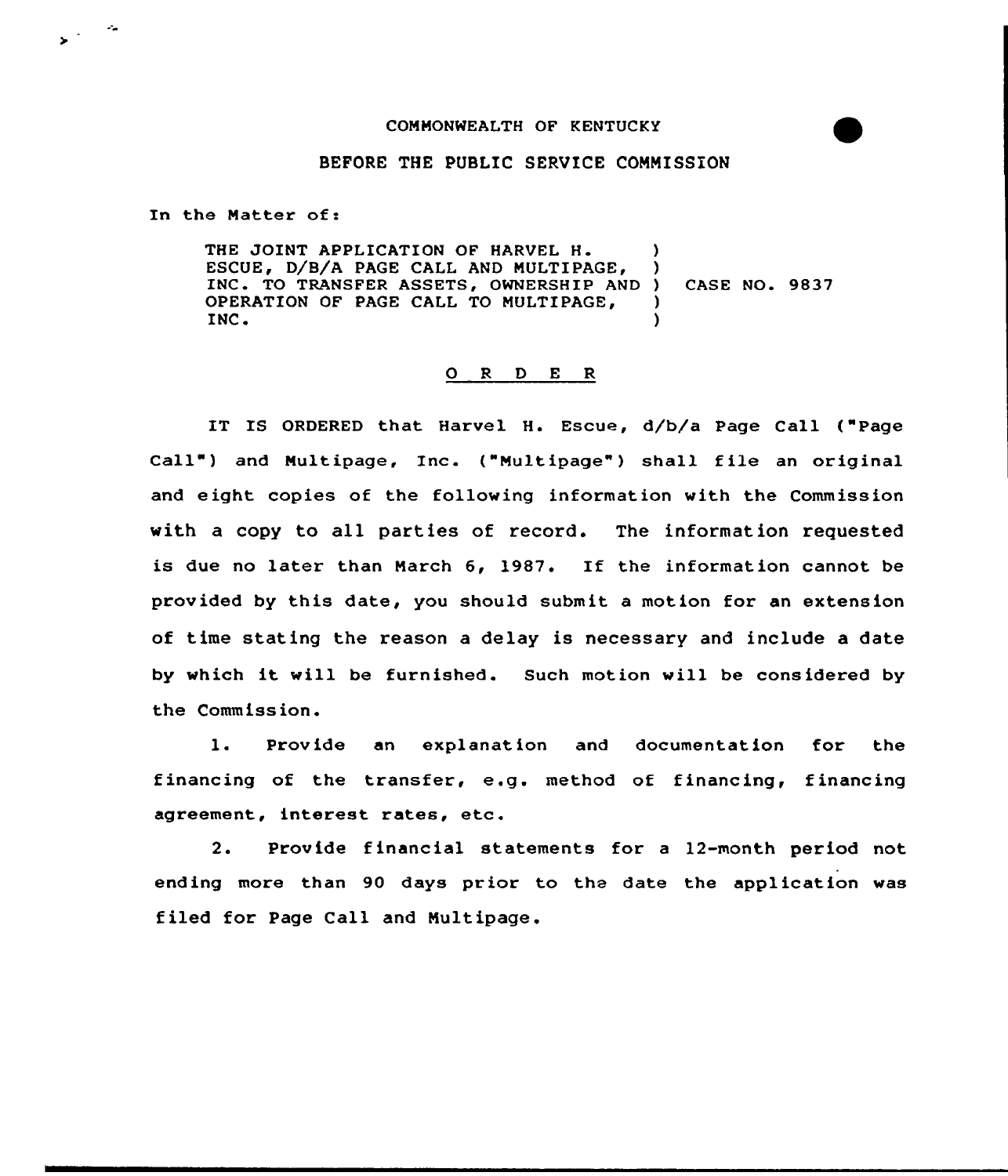COMMONWEALTH OF KENTUCKY

BEFORE THE PUBLIC SERVICE COMMISSION

In the Matter of:

| | | |
|---|---|---|
| THE JOINT APPLICATION OF HARVEL H. ESCUE, D/B/A PAGE CALL AND MULTIPAGE, INC. TO TRANSFER ASSETS, OWNERSHIP AND OPERATION OF PAGE CALL TO MULTIPAGE, INC. | ) | CASE NO. 9837 |

## O R D E R

IT IS ORDERED that Harvel H. Escue, d/b/a Page Call ("Page Call") and Multipage, Inc. ("Multipage") shall file an original and eight copies of the following information with the Commission with a copy to all parties of record. The information requested is due no later than March 6, 1987. If the information cannot be provided by this date, you should submit a motion for an extension of time stating the reason a delay is necessary and include a date by which it will be furnished. Such motion will be considered by the Commission.

1. Provide an explanation and documentation for the financing of the transfer, e.g. method of financing, financing agreement, interest rates, etc.

2. Provide financial statements for a 12-month period not ending more than 90 days prior to the date the application was filed for Page Call and Multipage.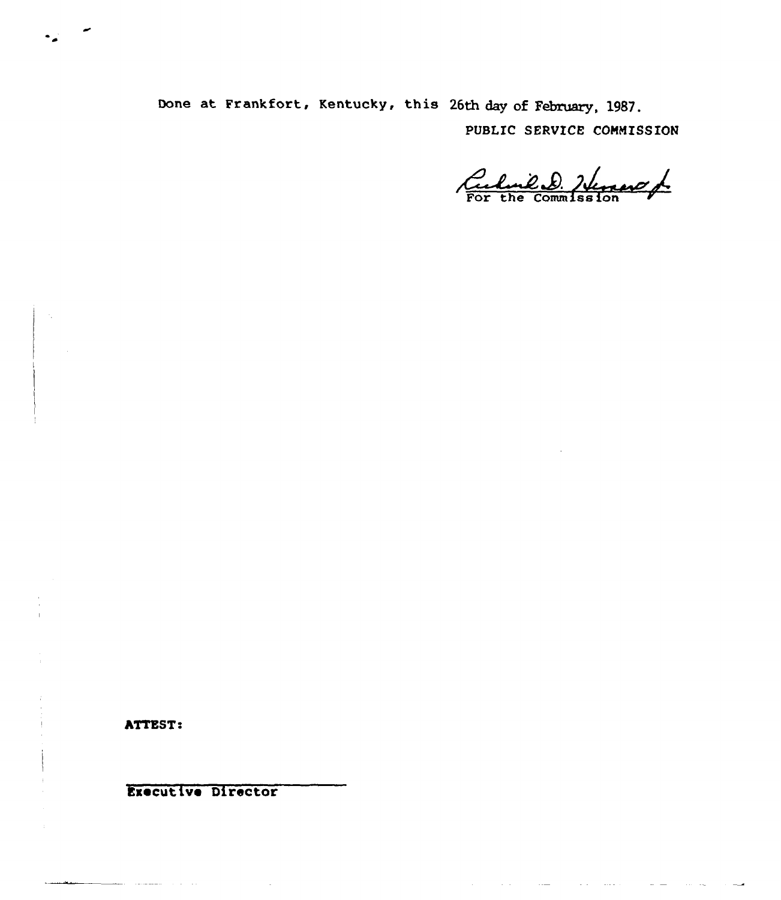Done at Frankfort, Kentucky, this 26th day of February, 1987.

PUBLIC SERVICE COMMISSION

For the Commission

ATTEST:

Executive Director